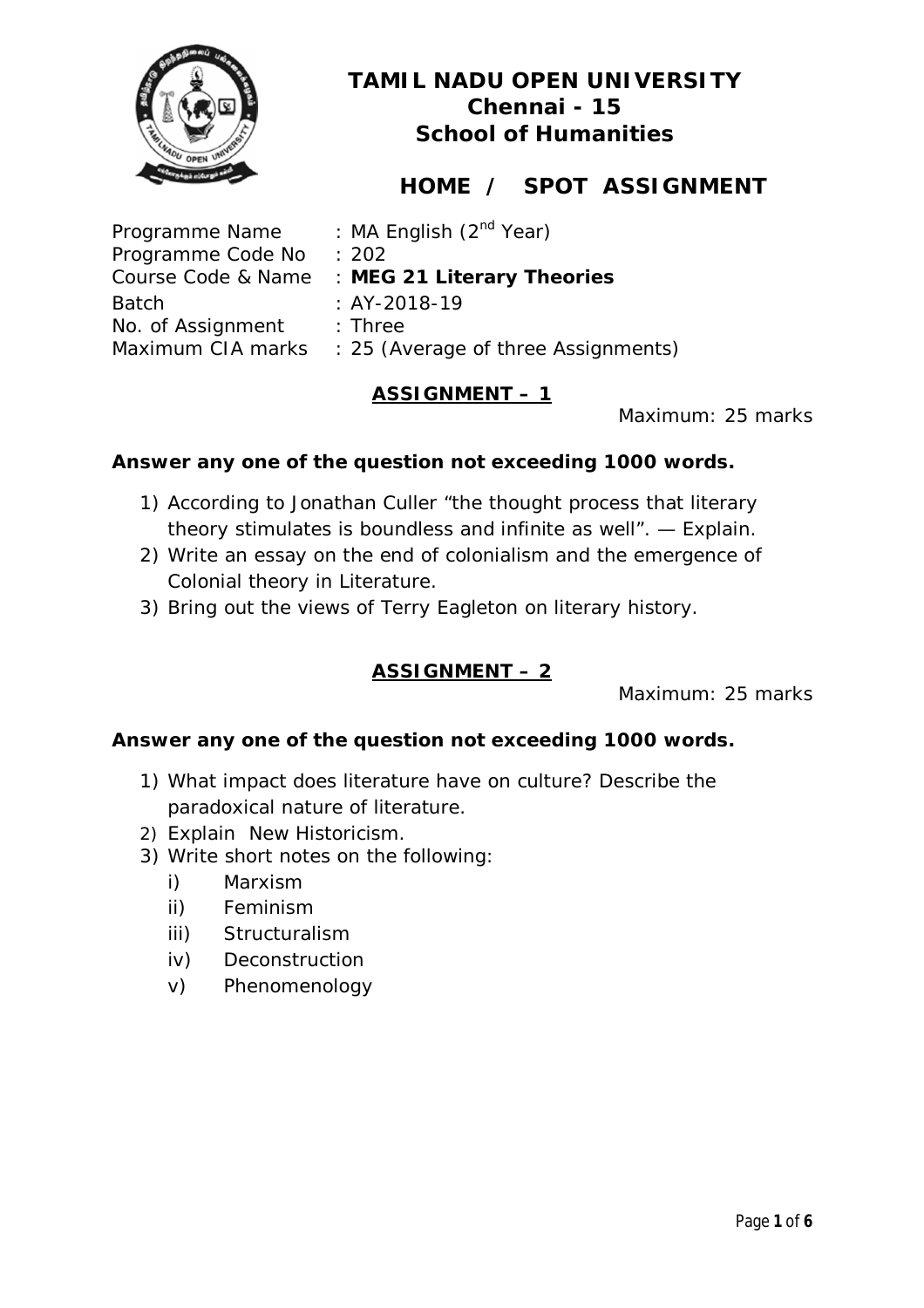# TAMIL NADU OPEN UNIVERSITY
## Chennai - 15
## School of Humanities

## HOME / SPOT ASSIGNMENT

Programme Name : MA English (2nd Year)
Programme Code No : 202
Course Code & Name : **MEG 21 Literary Theories**
Batch : AY-2018-19
No. of Assignment : Three
Maximum CIA marks : 25 (Average of three Assignments)

### ASSIGNMENT – 1

Maximum: 25 marks

**Answer any one of the question not exceeding 1000 words.**

1) According to Jonathan Culler "the thought process that literary theory stimulates is boundless and infinite as well". — Explain.
2) Write an essay on the end of colonialism and the emergence of Colonial theory in Literature.
3) Bring out the views of Terry Eagleton on literary history.

### ASSIGNMENT – 2

Maximum: 25 marks

**Answer any one of the question not exceeding 1000 words.**

1) What impact does literature have on culture? Describe the paradoxical nature of literature.
2) Explain New Historicism.
3) Write short notes on the following:
   i) Marxism
   ii) Feminism
   iii) Structuralism
   iv) Deconstruction
   v) Phenomenology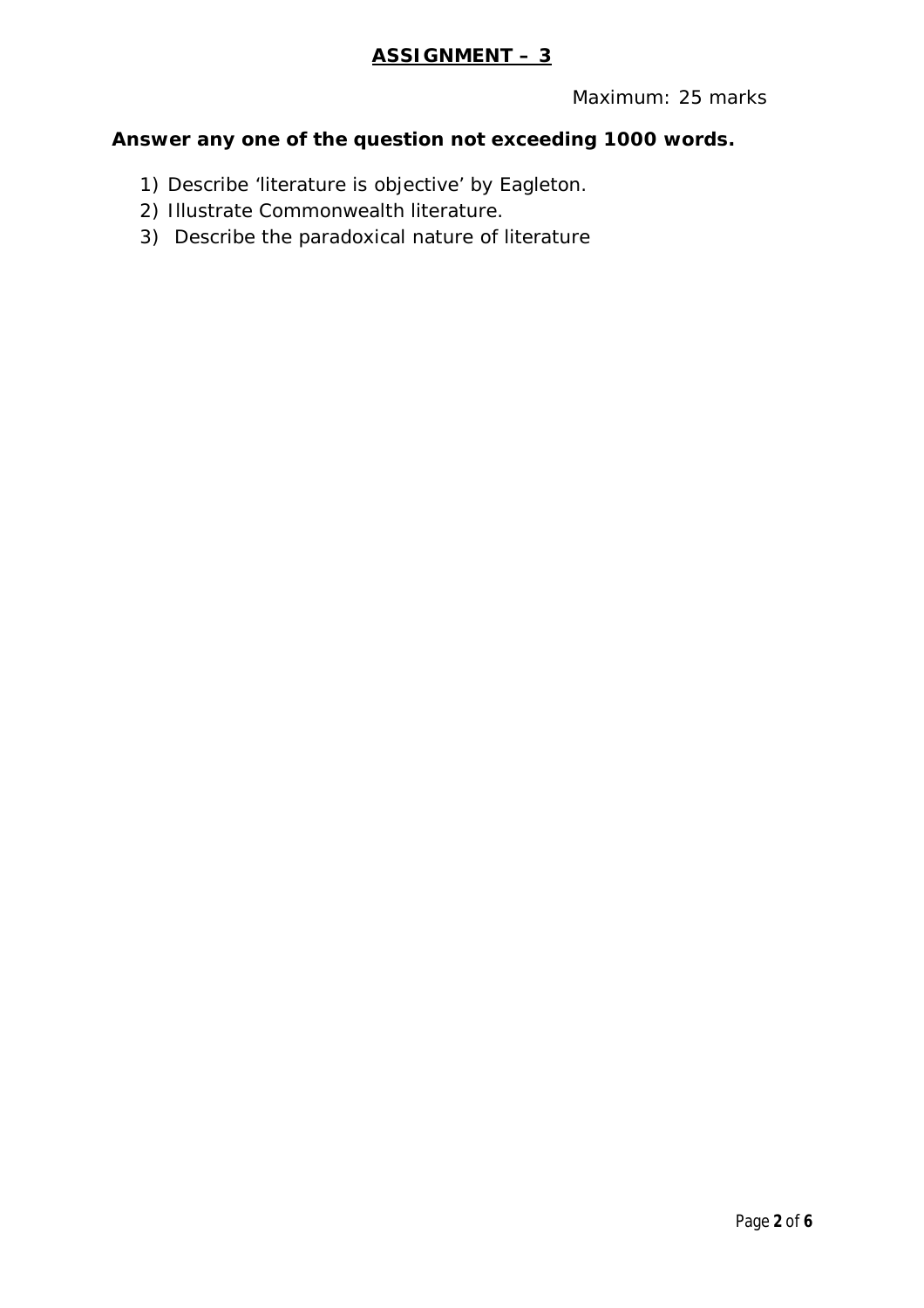# ASSIGNMENT – 3

Maximum: 25 marks

**Answer any one of the question not exceeding 1000 words.**

1) Describe 'literature is objective' by Eagleton.
2) Illustrate Commonwealth literature.
3) Describe the paradoxical nature of literature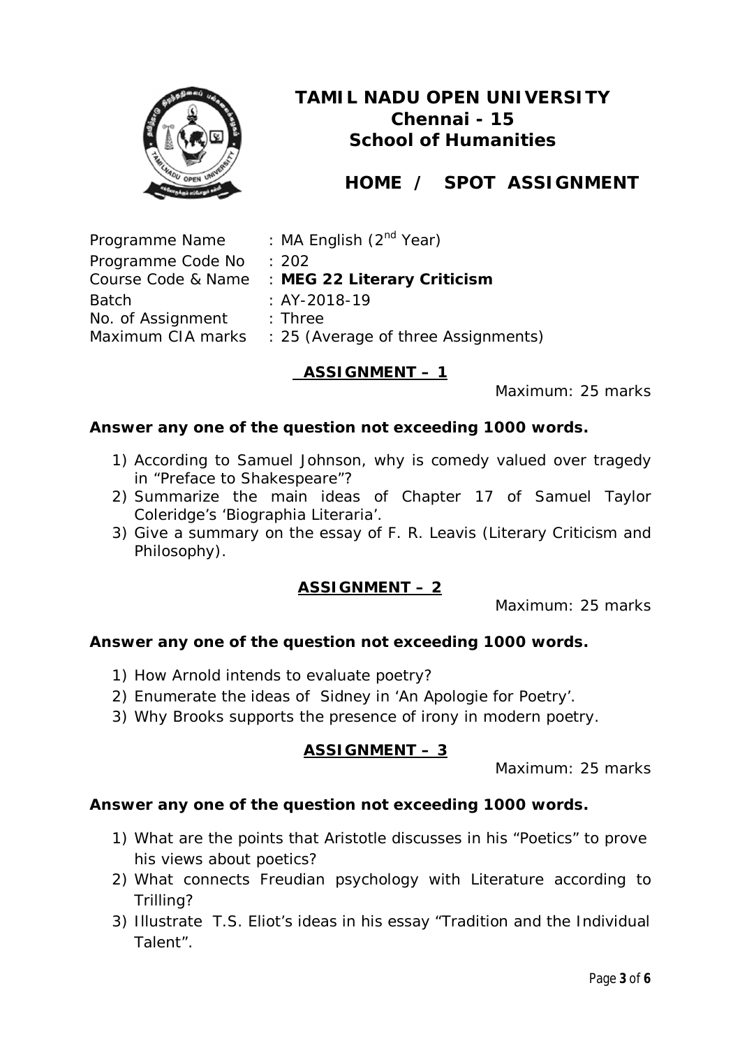# TAMIL NADU OPEN UNIVERSITY
## Chennai - 15
## School of Humanities

## HOME / SPOT ASSIGNMENT

Programme Name : MA English (2nd Year)
Programme Code No : 202
Course Code & Name : **MEG 22 Literary Criticism**
Batch : AY-2018-19
No. of Assignment : Three
Maximum CIA marks : 25 (Average of three Assignments)

### ASSIGNMENT – 1

Maximum: 25 marks

**Answer any one of the question not exceeding 1000 words.**

1) According to Samuel Johnson, why is comedy valued over tragedy in "Preface to Shakespeare"?
2) Summarize the main ideas of Chapter 17 of Samuel Taylor Coleridge's 'Biographia Literaria'.
3) Give a summary on the essay of F. R. Leavis (Literary Criticism and Philosophy).

### ASSIGNMENT – 2

Maximum: 25 marks

**Answer any one of the question not exceeding 1000 words.**

1) How Arnold intends to evaluate poetry?
2) Enumerate the ideas of Sidney in 'An Apologie for Poetry'.
3) Why Brooks supports the presence of irony in modern poetry.

### ASSIGNMENT – 3

Maximum: 25 marks

**Answer any one of the question not exceeding 1000 words.**

1) What are the points that Aristotle discusses in his "Poetics" to prove his views about poetics?
2) What connects Freudian psychology with Literature according to Trilling?
3) Illustrate T.S. Eliot's ideas in his essay "Tradition and the Individual Talent".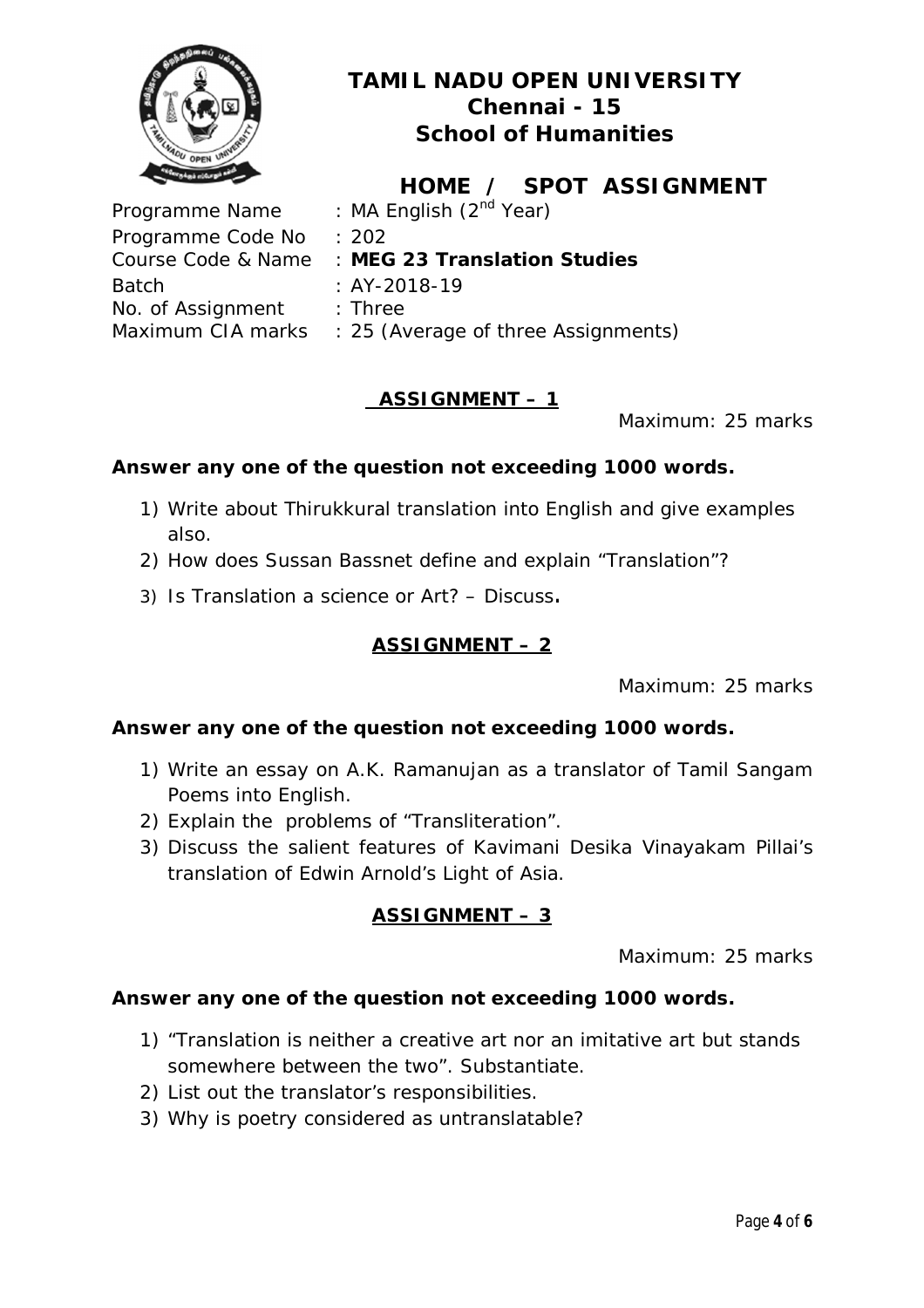# TAMIL NADU OPEN UNIVERSITY
## Chennai - 15
## School of Humanities

## HOME / SPOT ASSIGNMENT

Programme Name : MA English (2nd Year)
Programme Code No : 202
Course Code & Name : **MEG 23 Translation Studies**
Batch : AY-2018-19
No. of Assignment : Three
Maximum CIA marks : 25 (Average of three Assignments)

### ASSIGNMENT – 1

Maximum: 25 marks

**Answer any one of the question not exceeding 1000 words.**

1) Write about Thirukkural translation into English and give examples also.
2) How does Sussan Bassnet define and explain "Translation"?
3) Is Translation a science or Art? – Discuss.

### ASSIGNMENT – 2

Maximum: 25 marks

**Answer any one of the question not exceeding 1000 words.**

1) Write an essay on A.K. Ramanujan as a translator of Tamil Sangam Poems into English.
2) Explain the problems of "Transliteration".
3) Discuss the salient features of Kavimani Desika Vinayakam Pillai's translation of Edwin Arnold's Light of Asia.

### ASSIGNMENT – 3

Maximum: 25 marks

**Answer any one of the question not exceeding 1000 words.**

1) "Translation is neither a creative art nor an imitative art but stands somewhere between the two". Substantiate.
2) List out the translator's responsibilities.
3) Why is poetry considered as untranslatable?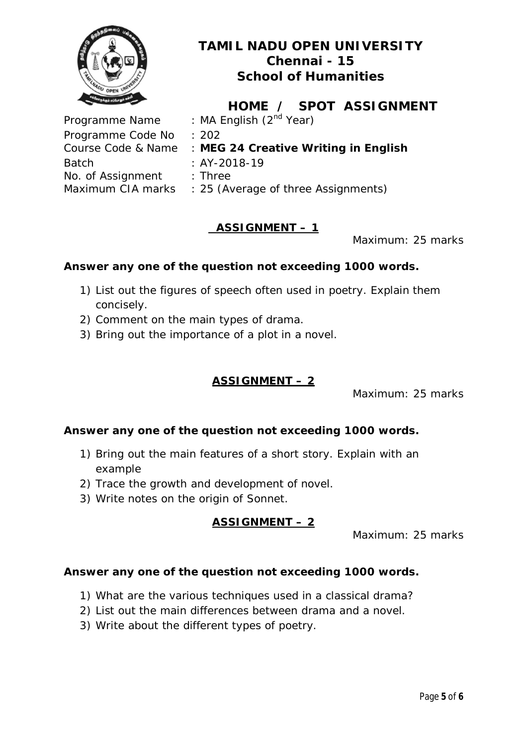# TAMIL NADU OPEN UNIVERSITY
## Chennai - 15
## School of Humanities

## HOME / SPOT ASSIGNMENT

Programme Name : MA English (2nd Year)
Programme Code No : 202
Course Code & Name : **MEG 24 Creative Writing in English**
Batch : AY-2018-19
No. of Assignment : Three
Maximum CIA marks : 25 (Average of three Assignments)

### ASSIGNMENT – 1

Maximum: 25 marks

**Answer any one of the question not exceeding 1000 words.**

1) List out the figures of speech often used in poetry. Explain them concisely.
2) Comment on the main types of drama.
3) Bring out the importance of a plot in a novel.

### ASSIGNMENT – 2

Maximum: 25 marks

**Answer any one of the question not exceeding 1000 words.**

1) Bring out the main features of a short story. Explain with an example
2) Trace the growth and development of novel.
3) Write notes on the origin of Sonnet.

### ASSIGNMENT – 2

Maximum: 25 marks

**Answer any one of the question not exceeding 1000 words.**

1) What are the various techniques used in a classical drama?
2) List out the main differences between drama and a novel.
3) Write about the different types of poetry.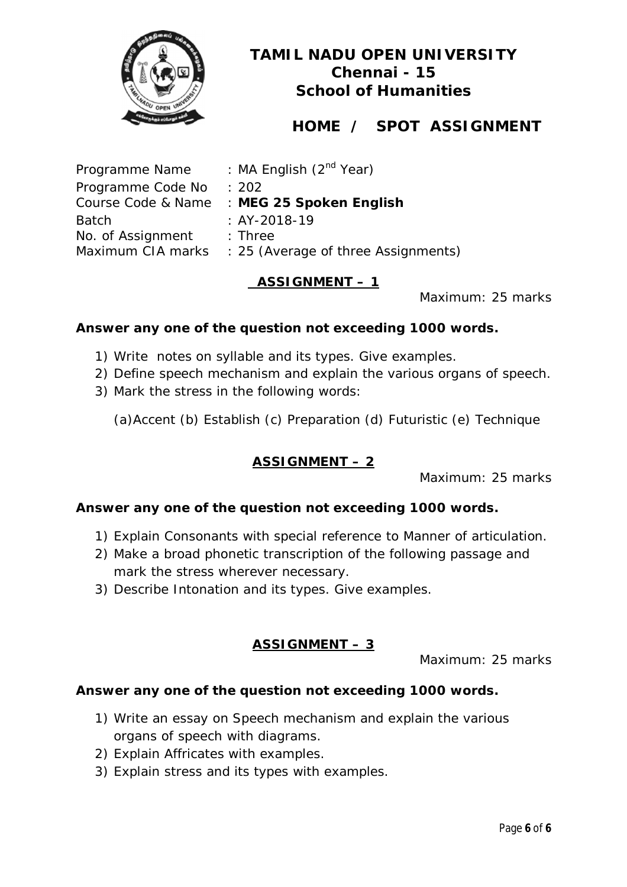# TAMIL NADU OPEN UNIVERSITY
## Chennai - 15
## School of Humanities

## HOME / SPOT ASSIGNMENT

Programme Name : MA English (2nd Year)
Programme Code No : 202
Course Code & Name : **MEG 25 Spoken English**
Batch : AY-2018-19
No. of Assignment : Three
Maximum CIA marks : 25 (Average of three Assignments)

### ASSIGNMENT – 1

Maximum: 25 marks

**Answer any one of the question not exceeding 1000 words.**

1) Write notes on syllable and its types. Give examples.
2) Define speech mechanism and explain the various organs of speech.
3) Mark the stress in the following words:

   (a)Accent (b) Establish (c) Preparation (d) Futuristic (e) Technique

### ASSIGNMENT – 2

Maximum: 25 marks

**Answer any one of the question not exceeding 1000 words.**

1) Explain Consonants with special reference to Manner of articulation.
2) Make a broad phonetic transcription of the following passage and mark the stress wherever necessary.
3) Describe Intonation and its types. Give examples.

### ASSIGNMENT – 3

Maximum: 25 marks

**Answer any one of the question not exceeding 1000 words.**

1) Write an essay on Speech mechanism and explain the various organs of speech with diagrams.
2) Explain Affricates with examples.
3) Explain stress and its types with examples.